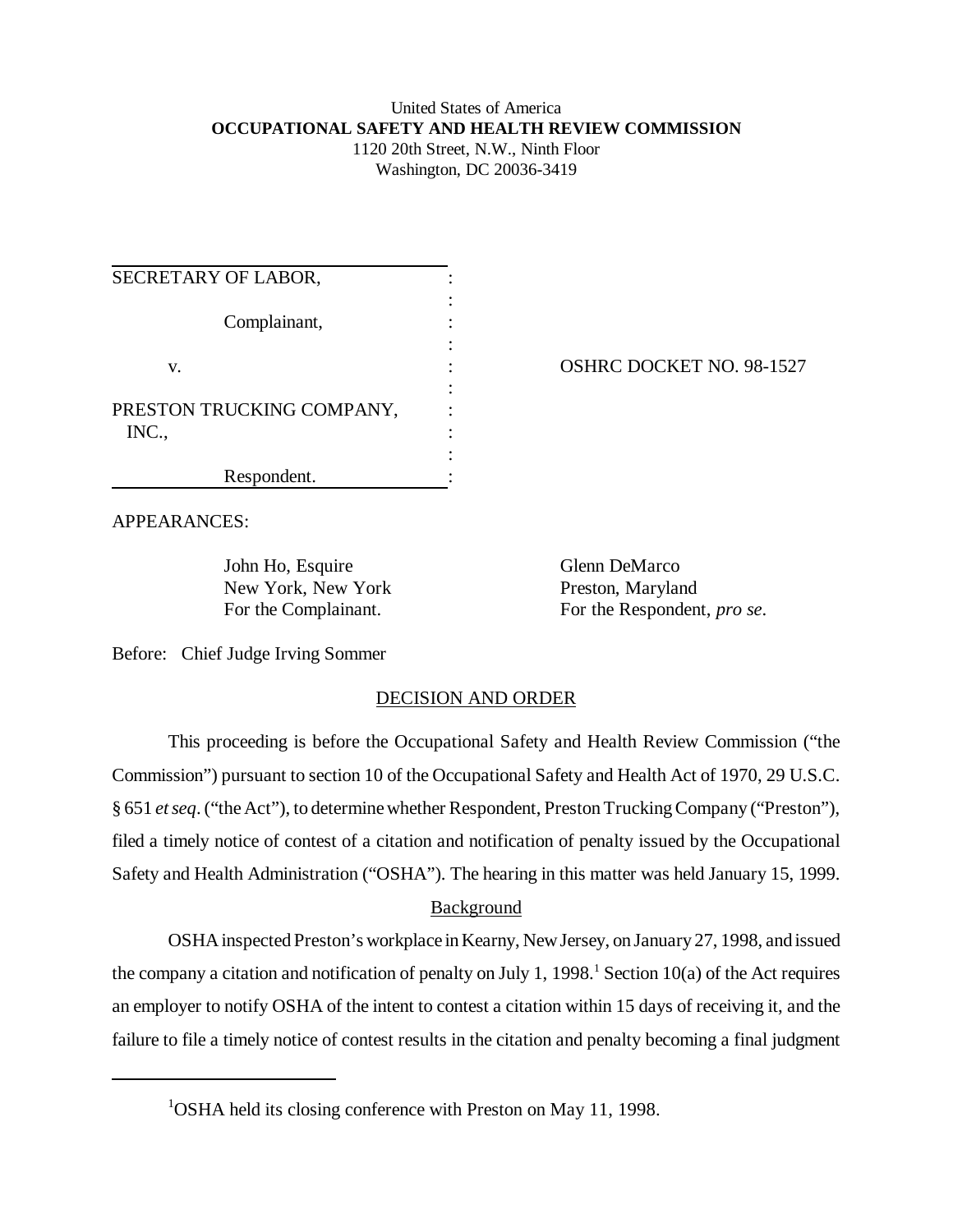United States of America
**OCCUPATIONAL SAFETY AND HEALTH REVIEW COMMISSION**
1120 20th Street, N.W., Ninth Floor
Washington, DC 20036-3419

| | | |
|---|---|---|
| SECRETARY OF LABOR,<br><br>Complainant,<br><br>v.<br><br>PRESTON TRUCKING COMPANY, INC.,<br><br>Respondent. | : | OSHRC DOCKET NO. 98-1527 |

APPEARANCES:

John Ho, Esquire
New York, New York
For the Complainant.

Glenn DeMarco
Preston, Maryland
For the Respondent, *pro se*.

Before: Chief Judge Irving Sommer

## DECISION AND ORDER

This proceeding is before the Occupational Safety and Health Review Commission ("the Commission") pursuant to section 10 of the Occupational Safety and Health Act of 1970, 29 U.S.C. § 651 *et seq*. ("the Act"), to determine whether Respondent, Preston Trucking Company ("Preston"), filed a timely notice of contest of a citation and notification of penalty issued by the Occupational Safety and Health Administration ("OSHA"). The hearing in this matter was held January 15, 1999.

### Background

OSHA inspected Preston's workplace in Kearny, New Jersey, on January 27, 1998, and issued the company a citation and notification of penalty on July 1, 1998.[1] Section 10(a) of the Act requires an employer to notify OSHA of the intent to contest a citation within 15 days of receiving it, and the failure to file a timely notice of contest results in the citation and penalty becoming a final judgment

[1] OSHA held its closing conference with Preston on May 11, 1998.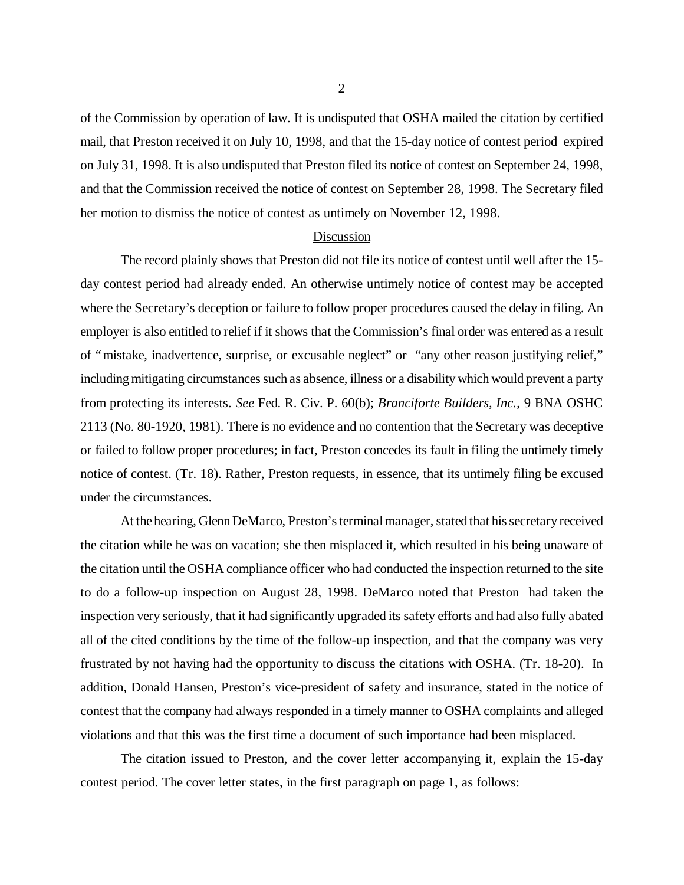of the Commission by operation of law. It is undisputed that OSHA mailed the citation by certified mail, that Preston received it on July 10, 1998, and that the 15-day notice of contest period expired on July 31, 1998. It is also undisputed that Preston filed its notice of contest on September 24, 1998, and that the Commission received the notice of contest on September 28, 1998. The Secretary filed her motion to dismiss the notice of contest as untimely on November 12, 1998.

## Discussion

The record plainly shows that Preston did not file its notice of contest until well after the 15-day contest period had already ended. An otherwise untimely notice of contest may be accepted where the Secretary's deception or failure to follow proper procedures caused the delay in filing. An employer is also entitled to relief if it shows that the Commission's final order was entered as a result of "mistake, inadvertence, surprise, or excusable neglect" or "any other reason justifying relief," including mitigating circumstances such as absence, illness or a disability which would prevent a party from protecting its interests. *See* Fed. R. Civ. P. 60(b); *Branciforte Builders, Inc.*, 9 BNA OSHC 2113 (No. 80-1920, 1981). There is no evidence and no contention that the Secretary was deceptive or failed to follow proper procedures; in fact, Preston concedes its fault in filing the untimely timely notice of contest. (Tr. 18). Rather, Preston requests, in essence, that its untimely filing be excused under the circumstances.

At the hearing, Glenn DeMarco, Preston's terminal manager, stated that his secretary received the citation while he was on vacation; she then misplaced it, which resulted in his being unaware of the citation until the OSHA compliance officer who had conducted the inspection returned to the site to do a follow-up inspection on August 28, 1998. DeMarco noted that Preston had taken the inspection very seriously, that it had significantly upgraded its safety efforts and had also fully abated all of the cited conditions by the time of the follow-up inspection, and that the company was very frustrated by not having had the opportunity to discuss the citations with OSHA. (Tr. 18-20). In addition, Donald Hansen, Preston's vice-president of safety and insurance, stated in the notice of contest that the company had always responded in a timely manner to OSHA complaints and alleged violations and that this was the first time a document of such importance had been misplaced.

The citation issued to Preston, and the cover letter accompanying it, explain the 15-day contest period. The cover letter states, in the first paragraph on page 1, as follows: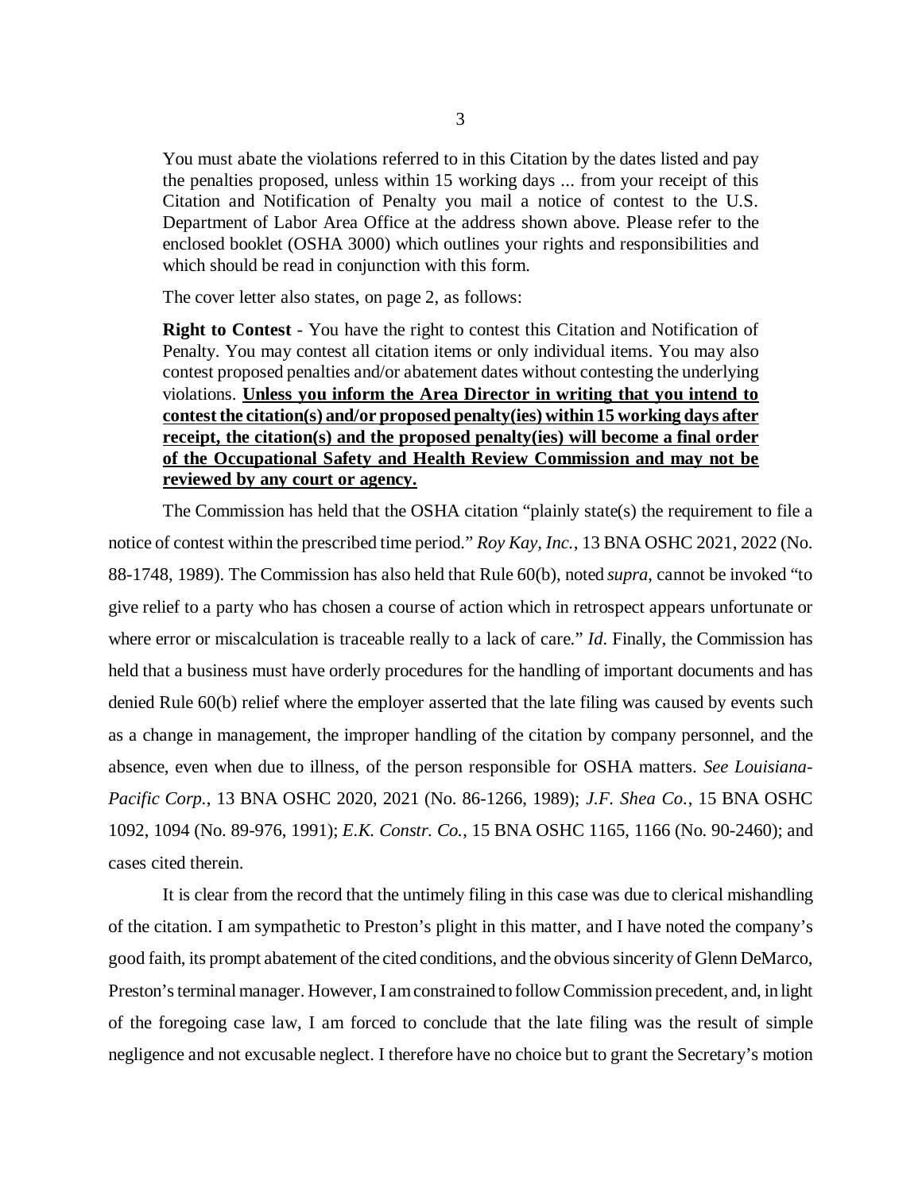> You must abate the violations referred to in this Citation by the dates listed and pay the penalties proposed, unless within 15 working days ... from your receipt of this Citation and Notification of Penalty you mail a notice of contest to the U.S. Department of Labor Area Office at the address shown above. Please refer to the enclosed booklet (OSHA 3000) which outlines your rights and responsibilities and which should be read in conjunction with this form.

The cover letter also states, on page 2, as follows:

> **Right to Contest** - You have the right to contest this Citation and Notification of Penalty. You may contest all citation items or only individual items. You may also contest proposed penalties and/or abatement dates without contesting the underlying violations. **Unless you inform the Area Director in writing that you intend to contest the citation(s) and/or proposed penalty(ies) within 15 working days after receipt, the citation(s) and the proposed penalty(ies) will become a final order of the Occupational Safety and Health Review Commission and may not be reviewed by any court or agency.**

The Commission has held that the OSHA citation "plainly state(s) the requirement to file a notice of contest within the prescribed time period." *Roy Kay, Inc.*, 13 BNA OSHC 2021, 2022 (No. 88-1748, 1989). The Commission has also held that Rule 60(b), noted *supra*, cannot be invoked "to give relief to a party who has chosen a course of action which in retrospect appears unfortunate or where error or miscalculation is traceable really to a lack of care." *Id*. Finally, the Commission has held that a business must have orderly procedures for the handling of important documents and has denied Rule 60(b) relief where the employer asserted that the late filing was caused by events such as a change in management, the improper handling of the citation by company personnel, and the absence, even when due to illness, of the person responsible for OSHA matters. *See Louisiana-Pacific Corp.*, 13 BNA OSHC 2020, 2021 (No. 86-1266, 1989); *J.F. Shea Co.*, 15 BNA OSHC 1092, 1094 (No. 89-976, 1991); *E.K. Constr. Co.*, 15 BNA OSHC 1165, 1166 (No. 90-2460); and cases cited therein.

It is clear from the record that the untimely filing in this case was due to clerical mishandling of the citation. I am sympathetic to Preston's plight in this matter, and I have noted the company's good faith, its prompt abatement of the cited conditions, and the obvious sincerity of Glenn DeMarco, Preston's terminal manager. However, I am constrained to follow Commission precedent, and, in light of the foregoing case law, I am forced to conclude that the late filing was the result of simple negligence and not excusable neglect. I therefore have no choice but to grant the Secretary's motion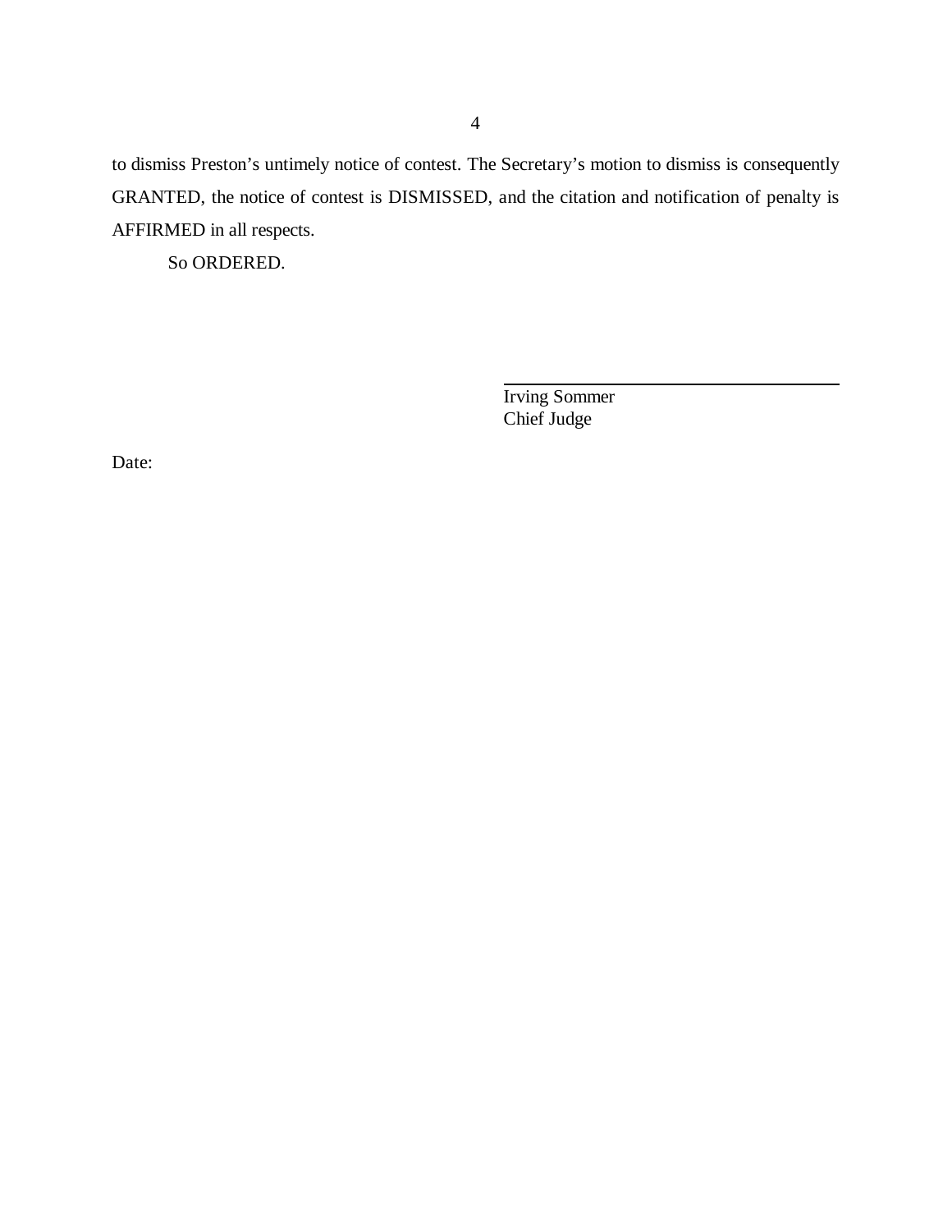to dismiss Preston's untimely notice of contest. The Secretary's motion to dismiss is consequently GRANTED, the notice of contest is DISMISSED, and the citation and notification of penalty is AFFIRMED in all respects.

So ORDERED.

Irving Sommer
Chief Judge

Date: